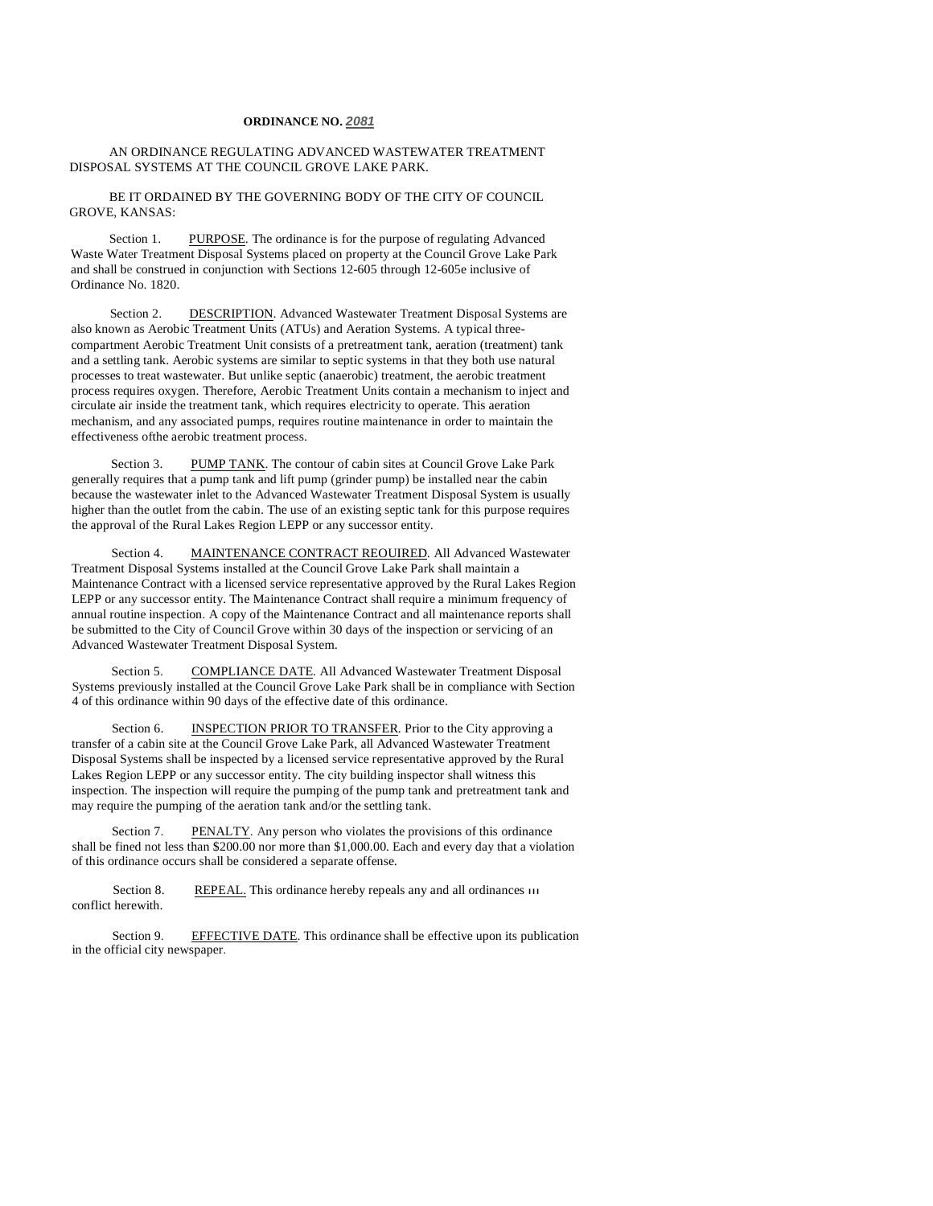**ORDINANCE NO. *2081***

AN ORDINANCE REGULATING ADVANCED WASTEWATER TREATMENT DISPOSAL SYSTEMS AT THE COUNCIL GROVE LAKE PARK.

BE IT ORDAINED BY THE GOVERNING BODY OF THE CITY OF COUNCIL GROVE, KANSAS:

Section 1. <u>PURPOSE</u>. The ordinance is for the purpose of regulating Advanced Waste Water Treatment Disposal Systems placed on property at the Council Grove Lake Park and shall be construed in conjunction with Sections 12-605 through 12-605e inclusive of Ordinance No. 1820.

Section 2. <u>DESCRIPTION</u>. Advanced Wastewater Treatment Disposal Systems are also known as Aerobic Treatment Units (ATUs) and Aeration Systems. A typical three-compartment Aerobic Treatment Unit consists of a pretreatment tank, aeration (treatment) tank and a settling tank. Aerobic systems are similar to septic systems in that they both use natural processes to treat wastewater. But unlike septic (anaerobic) treatment, the aerobic treatment process requires oxygen. Therefore, Aerobic Treatment Units contain a mechanism to inject and circulate air inside the treatment tank, which requires electricity to operate. This aeration mechanism, and any associated pumps, requires routine maintenance in order to maintain the effectiveness ofthe aerobic treatment process.

Section 3. <u>PUMP TANK</u>. The contour of cabin sites at Council Grove Lake Park generally requires that a pump tank and lift pump (grinder pump) be installed near the cabin because the wastewater inlet to the Advanced Wastewater Treatment Disposal System is usually higher than the outlet from the cabin. The use of an existing septic tank for this purpose requires the approval of the Rural Lakes Region LEPP or any successor entity.

Section 4. <u>MAINTENANCE CONTRACT REOUIRED</u>. All Advanced Wastewater Treatment Disposal Systems installed at the Council Grove Lake Park shall maintain a Maintenance Contract with a licensed service representative approved by the Rural Lakes Region LEPP or any successor entity. The Maintenance Contract shall require a minimum frequency of annual routine inspection. A copy of the Maintenance Contract and all maintenance reports shall be submitted to the City of Council Grove within 30 days of the inspection or servicing of an Advanced Wastewater Treatment Disposal System.

Section 5. <u>COMPLIANCE DATE</u>. All Advanced Wastewater Treatment Disposal Systems previously installed at the Council Grove Lake Park shall be in compliance with Section 4 of this ordinance within 90 days of the effective date of this ordinance.

Section 6. <u>INSPECTION PRIOR TO TRANSFER</u>. Prior to the City approving a transfer of a cabin site at the Council Grove Lake Park, all Advanced Wastewater Treatment Disposal Systems shall be inspected by a licensed service representative approved by the Rural Lakes Region LEPP or any successor entity. The city building inspector shall witness this inspection. The inspection will require the pumping of the pump tank and pretreatment tank and may require the pumping of the aeration tank and/or the settling tank.

Section 7. <u>PENALTY</u>. Any person who violates the provisions of this ordinance shall be fined not less than $200.00 nor more than $1,000.00. Each and every day that a violation of this ordinance occurs shall be considered a separate offense.

Section 8. <u>REPEAL.</u> This ordinance hereby repeals any and all ordinances in conflict herewith.

Section 9. <u>EFFECTIVE DATE</u>. This ordinance shall be effective upon its publication in the official city newspaper.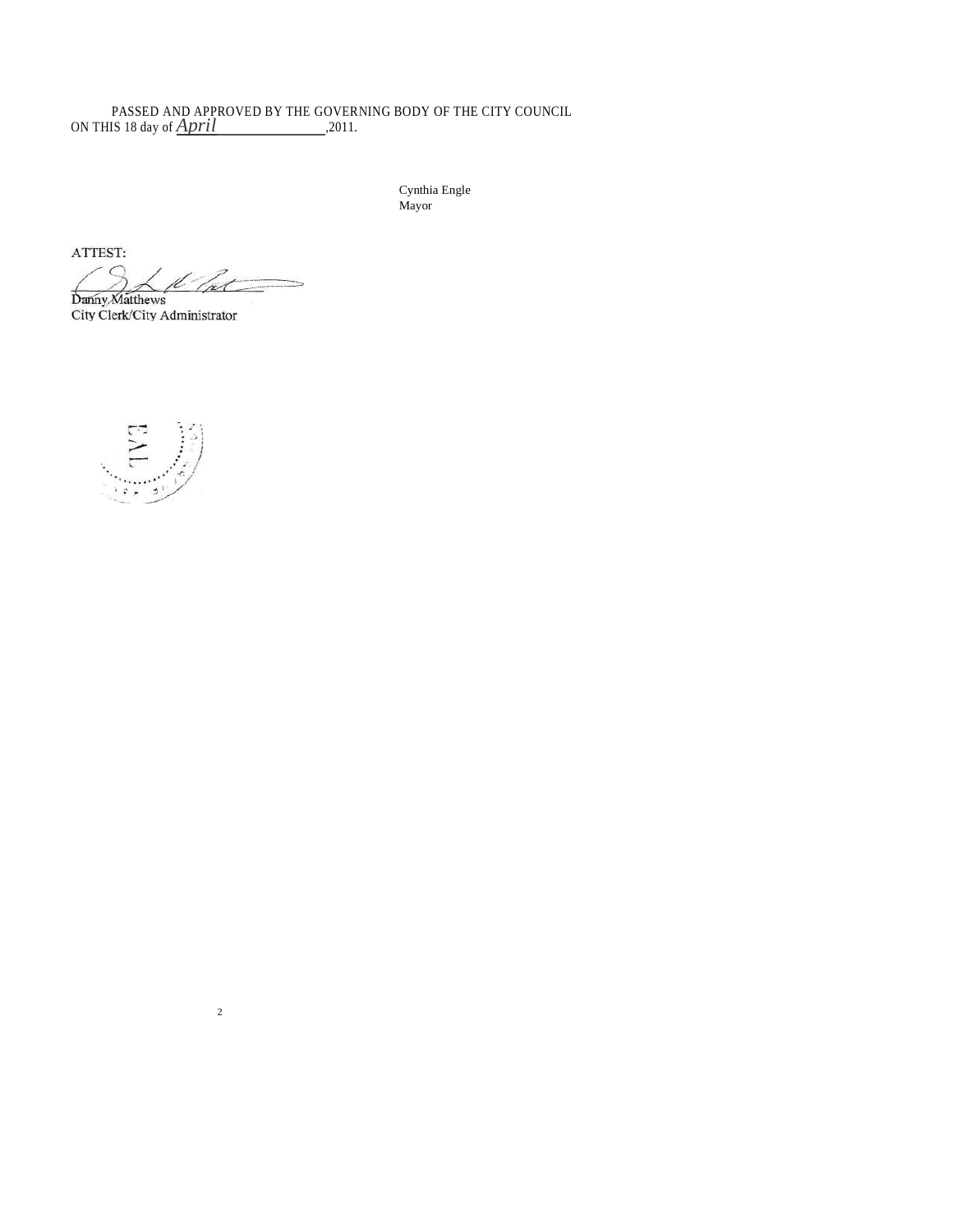PASSED AND APPROVED BY THE GOVERNING BODY OF THE CITY COUNCIL ON THIS 18 day of *April*\_\_\_\_\_\_\_\_\_\_\_\_\_\_\_,2011.

Cynthia Engle
Mayor

ATTEST:

Danny Matthews
City Clerk/City Administrator